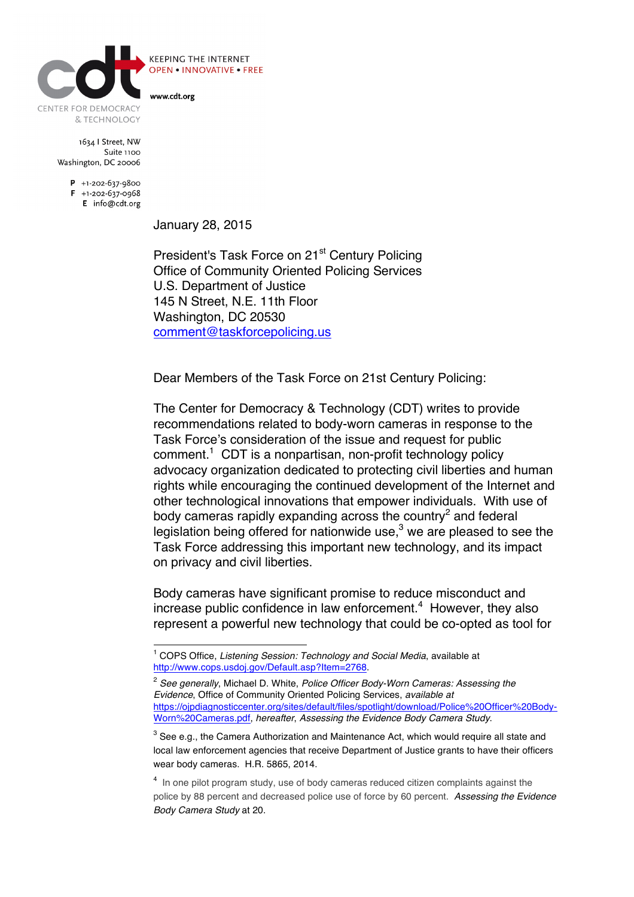CENTER FOR DEMOCRACY & TECHNOLOGY

KEEPING THE INTERNET OPEN • INNOVATIVE • FREE

www.cdt.org

1634 I Street, NW
Suite 1100
Washington, DC 20006

**P** +1-202-637-9800
**F** +1-202-637-0968
**E** info@cdt.org

January 28, 2015

President's Task Force on 21st Century Policing
Office of Community Oriented Policing Services
U.S. Department of Justice
145 N Street, N.E. 11th Floor
Washington, DC 20530
comment@taskforcepolicing.us

Dear Members of the Task Force on 21st Century Policing:

The Center for Democracy & Technology (CDT) writes to provide recommendations related to body-worn cameras in response to the Task Force's consideration of the issue and request for public comment.[1] CDT is a nonpartisan, non-profit technology policy advocacy organization dedicated to protecting civil liberties and human rights while encouraging the continued development of the Internet and other technological innovations that empower individuals. With use of body cameras rapidly expanding across the country[2] and federal legislation being offered for nationwide use,[3] we are pleased to see the Task Force addressing this important new technology, and its impact on privacy and civil liberties.

Body cameras have significant promise to reduce misconduct and increase public confidence in law enforcement.[4] However, they also represent a powerful new technology that could be co-opted as tool for

---

[1] COPS Office, *Listening Session: Technology and Social Media*, available at http://www.cops.usdoj.gov/Default.asp?Item=2768.

[2] *See generally*, Michael D. White, *Police Officer Body-Worn Cameras: Assessing the Evidence*, Office of Community Oriented Policing Services, *available at* https://ojpdiagnosticcenter.org/sites/default/files/spotlight/download/Police%20Officer%20Body-Worn%20Cameras.pdf, *hereafter*, *Assessing the Evidence Body Camera Study*.

[3] See e.g., the Camera Authorization and Maintenance Act, which would require all state and local law enforcement agencies that receive Department of Justice grants to have their officers wear body cameras. H.R. 5865, 2014.

[4] In one pilot program study, use of body cameras reduced citizen complaints against the police by 88 percent and decreased police use of force by 60 percent. *Assessing the Evidence Body Camera Study* at 20.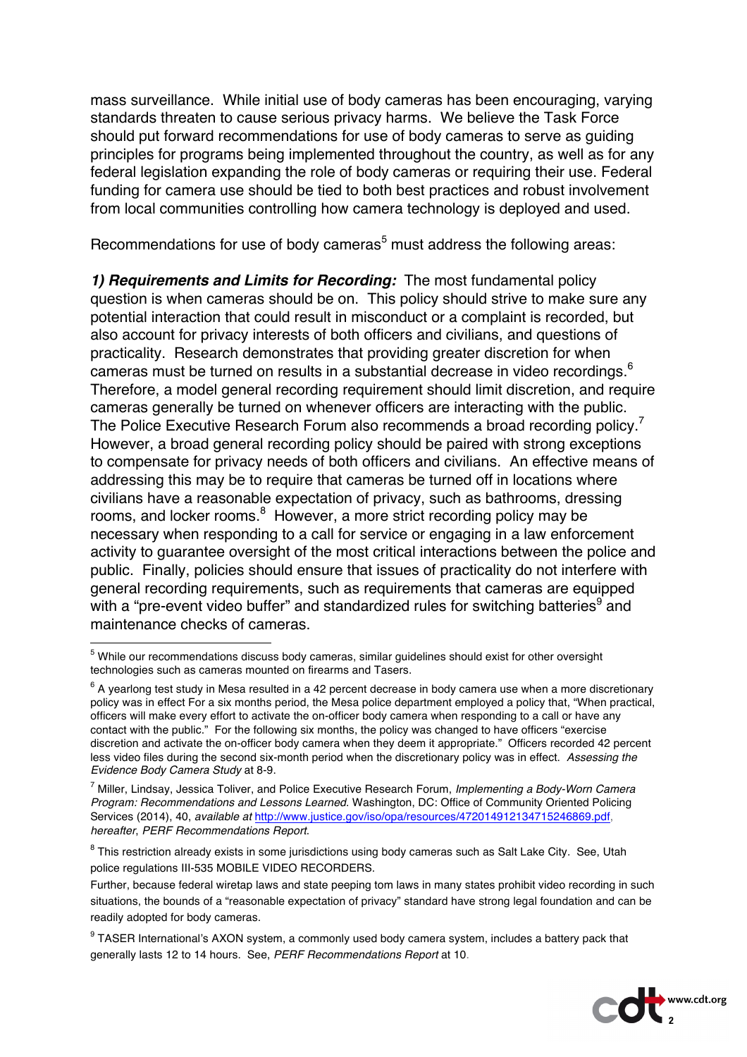mass surveillance. While initial use of body cameras has been encouraging, varying standards threaten to cause serious privacy harms. We believe the Task Force should put forward recommendations for use of body cameras to serve as guiding principles for programs being implemented throughout the country, as well as for any federal legislation expanding the role of body cameras or requiring their use. Federal funding for camera use should be tied to both best practices and robust involvement from local communities controlling how camera technology is deployed and used.

Recommendations for use of body cameras[5] must address the following areas:

***1) Requirements and Limits for Recording:*** The most fundamental policy question is when cameras should be on. This policy should strive to make sure any potential interaction that could result in misconduct or a complaint is recorded, but also account for privacy interests of both officers and civilians, and questions of practicality. Research demonstrates that providing greater discretion for when cameras must be turned on results in a substantial decrease in video recordings.[6] Therefore, a model general recording requirement should limit discretion, and require cameras generally be turned on whenever officers are interacting with the public. The Police Executive Research Forum also recommends a broad recording policy.[7] However, a broad general recording policy should be paired with strong exceptions to compensate for privacy needs of both officers and civilians. An effective means of addressing this may be to require that cameras be turned off in locations where civilians have a reasonable expectation of privacy, such as bathrooms, dressing rooms, and locker rooms.[8] However, a more strict recording policy may be necessary when responding to a call for service or engaging in a law enforcement activity to guarantee oversight of the most critical interactions between the police and public. Finally, policies should ensure that issues of practicality do not interfere with general recording requirements, such as requirements that cameras are equipped with a "pre-event video buffer" and standardized rules for switching batteries[9] and maintenance checks of cameras.

---

[5] While our recommendations discuss body cameras, similar guidelines should exist for other oversight technologies such as cameras mounted on firearms and Tasers.

[6] A yearlong test study in Mesa resulted in a 42 percent decrease in body camera use when a more discretionary policy was in effect For a six months period, the Mesa police department employed a policy that, "When practical, officers will make every effort to activate the on-officer body camera when responding to a call or have any contact with the public." For the following six months, the policy was changed to have officers "exercise discretion and activate the on-officer body camera when they deem it appropriate." Officers recorded 42 percent less video files during the second six-month period when the discretionary policy was in effect. *Assessing the Evidence Body Camera Study* at 8-9.

[7] Miller, Lindsay, Jessica Toliver, and Police Executive Research Forum, *Implementing a Body-Worn Camera Program: Recommendations and Lessons Learned*. Washington, DC: Office of Community Oriented Policing Services (2014), 40, *available at* http://www.justice.gov/iso/opa/resources/472014912134715246869.pdf, *hereafter*, *PERF Recommendations Report*.

[8] This restriction already exists in some jurisdictions using body cameras such as Salt Lake City. See, Utah police regulations III-535 MOBILE VIDEO RECORDERS.

Further, because federal wiretap laws and state peeping tom laws in many states prohibit video recording in such situations, the bounds of a "reasonable expectation of privacy" standard have strong legal foundation and can be readily adopted for body cameras.

[9] TASER International's AXON system, a commonly used body camera system, includes a battery pack that generally lasts 12 to 14 hours. See, *PERF Recommendations Report* at 10.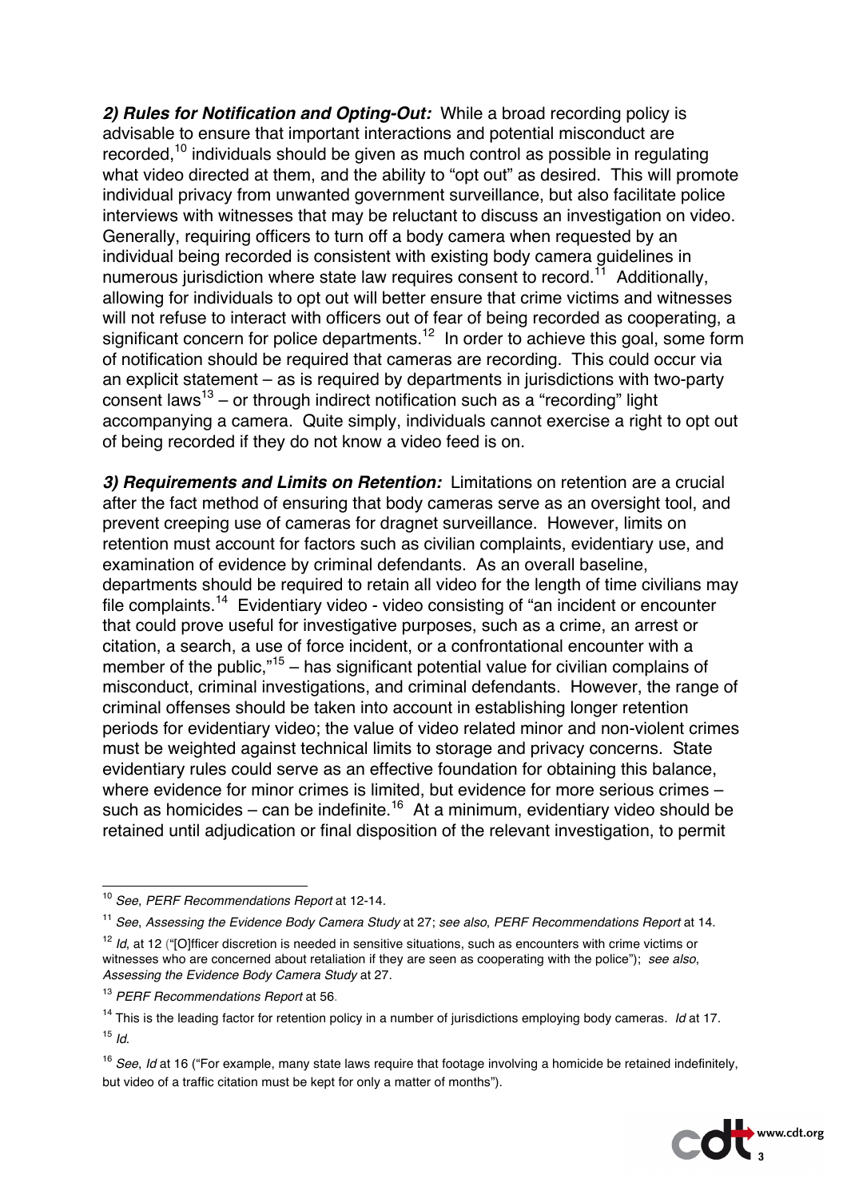***2) Rules for Notification and Opting-Out:*** While a broad recording policy is advisable to ensure that important interactions and potential misconduct are recorded,[10] individuals should be given as much control as possible in regulating what video directed at them, and the ability to "opt out" as desired. This will promote individual privacy from unwanted government surveillance, but also facilitate police interviews with witnesses that may be reluctant to discuss an investigation on video. Generally, requiring officers to turn off a body camera when requested by an individual being recorded is consistent with existing body camera guidelines in numerous jurisdiction where state law requires consent to record.[11] Additionally, allowing for individuals to opt out will better ensure that crime victims and witnesses will not refuse to interact with officers out of fear of being recorded as cooperating, a significant concern for police departments.[12] In order to achieve this goal, some form of notification should be required that cameras are recording. This could occur via an explicit statement – as is required by departments in jurisdictions with two-party consent laws[13] – or through indirect notification such as a "recording" light accompanying a camera. Quite simply, individuals cannot exercise a right to opt out of being recorded if they do not know a video feed is on.

***3) Requirements and Limits on Retention:*** Limitations on retention are a crucial after the fact method of ensuring that body cameras serve as an oversight tool, and prevent creeping use of cameras for dragnet surveillance. However, limits on retention must account for factors such as civilian complaints, evidentiary use, and examination of evidence by criminal defendants. As an overall baseline, departments should be required to retain all video for the length of time civilians may file complaints.[14] Evidentiary video - video consisting of "an incident or encounter that could prove useful for investigative purposes, such as a crime, an arrest or citation, a search, a use of force incident, or a confrontational encounter with a member of the public,"[15] – has significant potential value for civilian complains of misconduct, criminal investigations, and criminal defendants. However, the range of criminal offenses should be taken into account in establishing longer retention periods for evidentiary video; the value of video related minor and non-violent crimes must be weighted against technical limits to storage and privacy concerns. State evidentiary rules could serve as an effective foundation for obtaining this balance, where evidence for minor crimes is limited, but evidence for more serious crimes – such as homicides – can be indefinite.[16] At a minimum, evidentiary video should be retained until adjudication or final disposition of the relevant investigation, to permit

---

[10] *See*, *PERF Recommendations Report* at 12-14.

[11] *See*, *Assessing the Evidence Body Camera Study* at 27; *see also*, *PERF Recommendations Report* at 14.

[12] *Id*, at 12 ("[O]fficer discretion is needed in sensitive situations, such as encounters with crime victims or witnesses who are concerned about retaliation if they are seen as cooperating with the police"); *see also*, *Assessing the Evidence Body Camera Study* at 27.

[13] *PERF Recommendations Report* at 56.

[14] This is the leading factor for retention policy in a number of jurisdictions employing body cameras. *Id* at 17.

[15] *Id*.

[16] *See*, *Id* at 16 ("For example, many state laws require that footage involving a homicide be retained indefinitely, but video of a traffic citation must be kept for only a matter of months").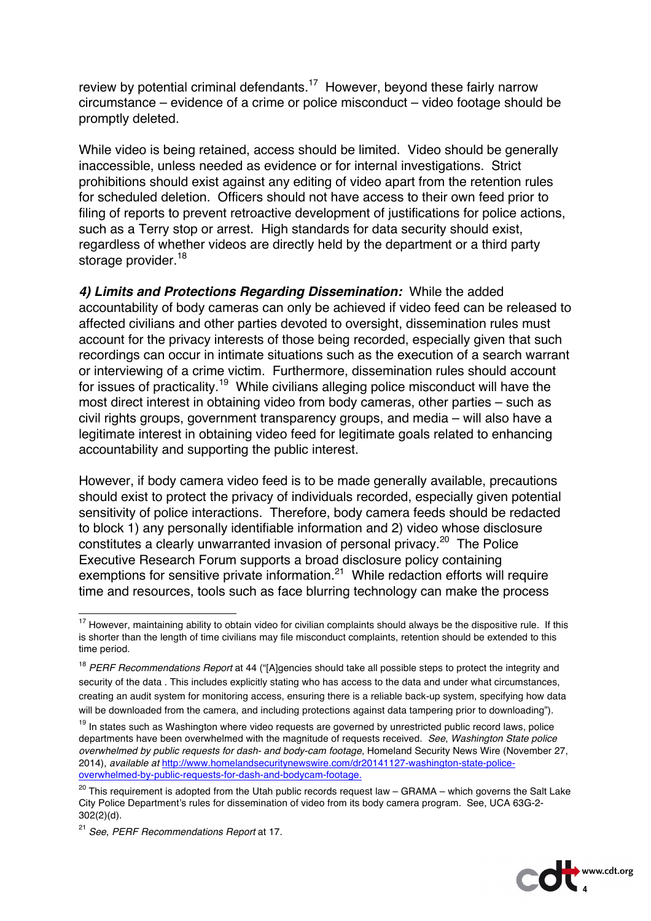review by potential criminal defendants.[17] However, beyond these fairly narrow circumstance – evidence of a crime or police misconduct – video footage should be promptly deleted.

While video is being retained, access should be limited. Video should be generally inaccessible, unless needed as evidence or for internal investigations. Strict prohibitions should exist against any editing of video apart from the retention rules for scheduled deletion. Officers should not have access to their own feed prior to filing of reports to prevent retroactive development of justifications for police actions, such as a Terry stop or arrest. High standards for data security should exist, regardless of whether videos are directly held by the department or a third party storage provider.[18]

***4) Limits and Protections Regarding Dissemination:*** While the added accountability of body cameras can only be achieved if video feed can be released to affected civilians and other parties devoted to oversight, dissemination rules must account for the privacy interests of those being recorded, especially given that such recordings can occur in intimate situations such as the execution of a search warrant or interviewing of a crime victim. Furthermore, dissemination rules should account for issues of practicality.[19] While civilians alleging police misconduct will have the most direct interest in obtaining video from body cameras, other parties – such as civil rights groups, government transparency groups, and media – will also have a legitimate interest in obtaining video feed for legitimate goals related to enhancing accountability and supporting the public interest.

However, if body camera video feed is to be made generally available, precautions should exist to protect the privacy of individuals recorded, especially given potential sensitivity of police interactions. Therefore, body camera feeds should be redacted to block 1) any personally identifiable information and 2) video whose disclosure constitutes a clearly unwarranted invasion of personal privacy.[20] The Police Executive Research Forum supports a broad disclosure policy containing exemptions for sensitive private information.[21] While redaction efforts will require time and resources, tools such as face blurring technology can make the process

---

[17] However, maintaining ability to obtain video for civilian complaints should always be the dispositive rule. If this is shorter than the length of time civilians may file misconduct complaints, retention should be extended to this time period.

[18] *PERF Recommendations Report* at 44 ("[A]gencies should take all possible steps to protect the integrity and security of the data . This includes explicitly stating who has access to the data and under what circumstances, creating an audit system for monitoring access, ensuring there is a reliable back-up system, specifying how data will be downloaded from the camera, and including protections against data tampering prior to downloading").

[19] In states such as Washington where video requests are governed by unrestricted public record laws, police departments have been overwhelmed with the magnitude of requests received. *See*, *Washington State police overwhelmed by public requests for dash- and body-cam footage*, Homeland Security News Wire (November 27, 2014), *available at* http://www.homelandsecuritynewswire.com/dr20141127-washington-state-police-overwhelmed-by-public-requests-for-dash-and-bodycam-footage.

[20] This requirement is adopted from the Utah public records request law – GRAMA – which governs the Salt Lake City Police Department's rules for dissemination of video from its body camera program. See, UCA 63G-2-302(2)(d).

[21] *See*, *PERF Recommendations Report* at 17.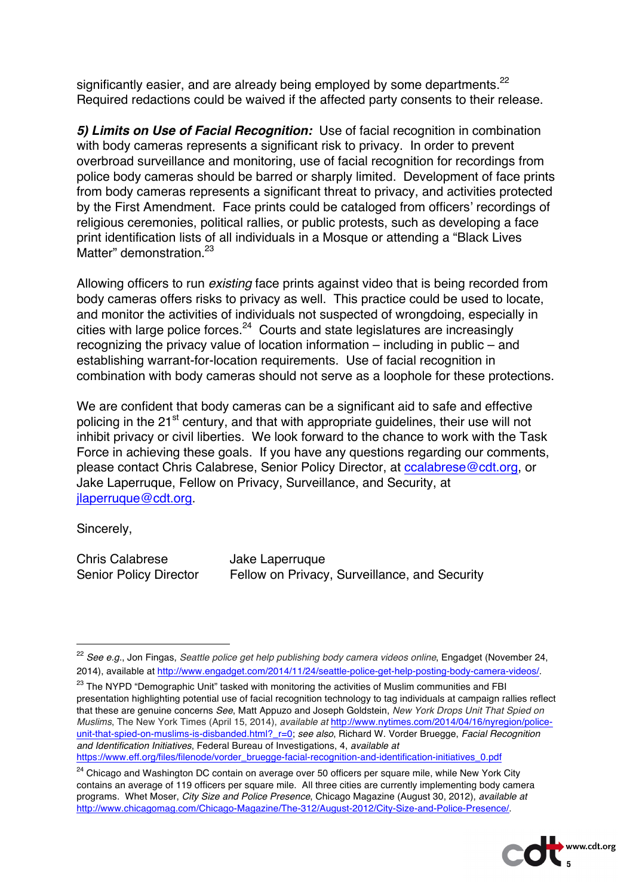significantly easier, and are already being employed by some departments.[22] Required redactions could be waived if the affected party consents to their release.

***5) Limits on Use of Facial Recognition:*** Use of facial recognition in combination with body cameras represents a significant risk to privacy. In order to prevent overbroad surveillance and monitoring, use of facial recognition for recordings from police body cameras should be barred or sharply limited. Development of face prints from body cameras represents a significant threat to privacy, and activities protected by the First Amendment. Face prints could be cataloged from officers' recordings of religious ceremonies, political rallies, or public protests, such as developing a face print identification lists of all individuals in a Mosque or attending a "Black Lives Matter" demonstration.[23]

Allowing officers to run *existing* face prints against video that is being recorded from body cameras offers risks to privacy as well. This practice could be used to locate, and monitor the activities of individuals not suspected of wrongdoing, especially in cities with large police forces.[24] Courts and state legislatures are increasingly recognizing the privacy value of location information – including in public – and establishing warrant-for-location requirements. Use of facial recognition in combination with body cameras should not serve as a loophole for these protections.

We are confident that body cameras can be a significant aid to safe and effective policing in the 21st century, and that with appropriate guidelines, their use will not inhibit privacy or civil liberties. We look forward to the chance to work with the Task Force in achieving these goals. If you have any questions regarding our comments, please contact Chris Calabrese, Senior Policy Director, at ccalabrese@cdt.org, or Jake Laperruque, Fellow on Privacy, Surveillance, and Security, at jlaperruque@cdt.org.

Sincerely,

Chris Calabrese
Senior Policy Director

Jake Laperruque
Fellow on Privacy, Surveillance, and Security

---

[22] *See e.g.*, Jon Fingas, *Seattle police get help publishing body camera videos online*, Engadget (November 24, 2014), available at http://www.engadget.com/2014/11/24/seattle-police-get-help-posting-body-camera-videos/.

[23] The NYPD "Demographic Unit" tasked with monitoring the activities of Muslim communities and FBI presentation highlighting potential use of facial recognition technology to tag individuals at campaign rallies reflect that these are genuine concerns *See*, Matt Appuzo and Joseph Goldstein, *New York Drops Unit That Spied on Muslims*, The New York Times (April 15, 2014), *available at* http://www.nytimes.com/2014/04/16/nyregion/police-unit-that-spied-on-muslims-is-disbanded.html?_r=0; *see also*, Richard W. Vorder Bruegge, *Facial Recognition and Identification Initiatives*, Federal Bureau of Investigations, 4, *available at* https://www.eff.org/files/filenode/vorder_bruegge-facial-recognition-and-identification-initiatives_0.pdf

[24] Chicago and Washington DC contain on average over 50 officers per square mile, while New York City contains an average of 119 officers per square mile. All three cities are currently implementing body camera programs. Whet Moser, *City Size and Police Presence*, Chicago Magazine (August 30, 2012), *available at* http://www.chicagomag.com/Chicago-Magazine/The-312/August-2012/City-Size-and-Police-Presence/.